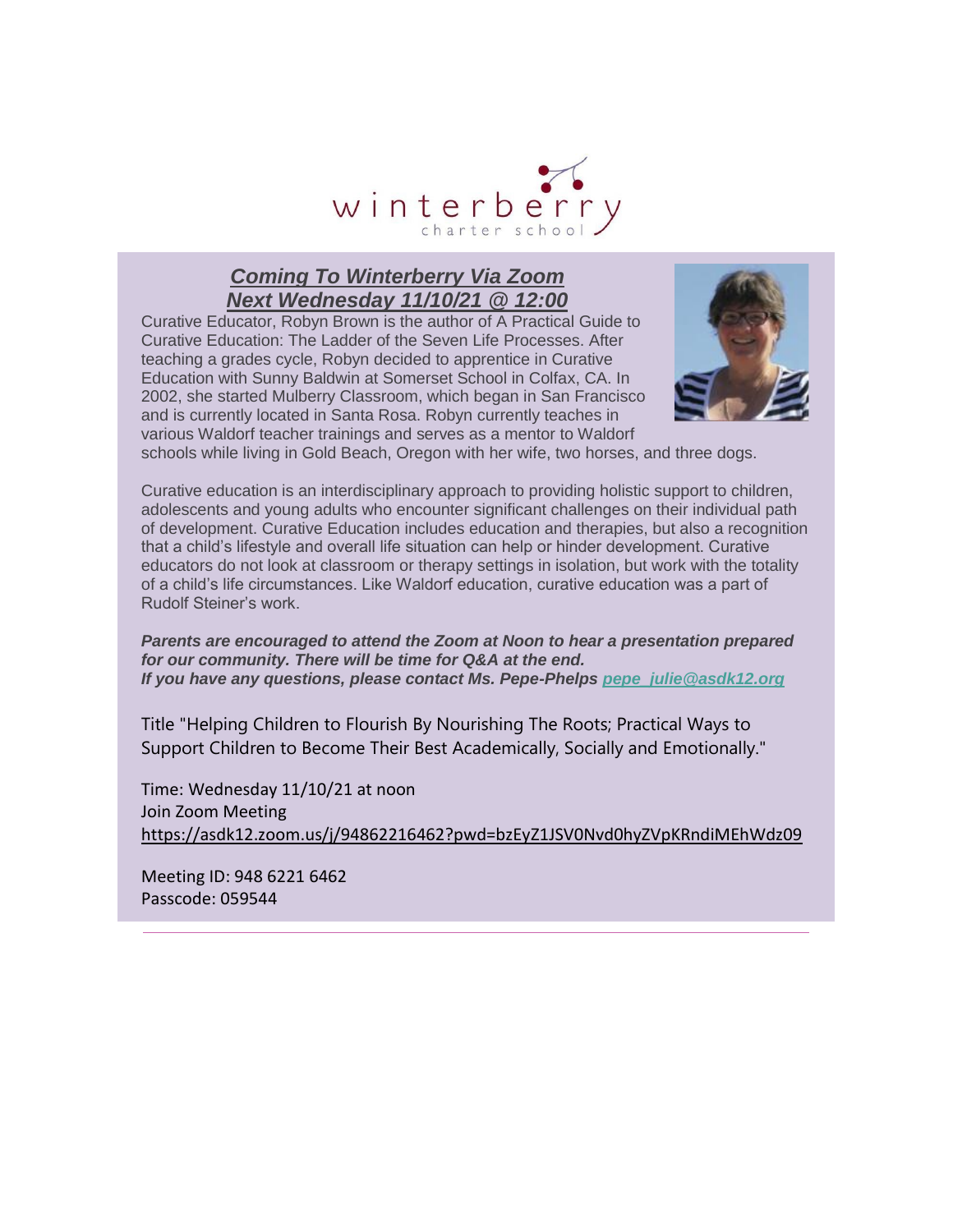winterberry
charter school

## ***Coming To Winterberry Via Zoom***
## ***Next Wednesday 11/10/21 @ 12:00***

Curative Educator, Robyn Brown is the author of A Practical Guide to Curative Education: The Ladder of the Seven Life Processes. After teaching a grades cycle, Robyn decided to apprentice in Curative Education with Sunny Baldwin at Somerset School in Colfax, CA. In 2002, she started Mulberry Classroom, which began in San Francisco and is currently located in Santa Rosa. Robyn currently teaches in various Waldorf teacher trainings and serves as a mentor to Waldorf schools while living in Gold Beach, Oregon with her wife, two horses, and three dogs.

Curative education is an interdisciplinary approach to providing holistic support to children, adolescents and young adults who encounter significant challenges on their individual path of development. Curative Education includes education and therapies, but also a recognition that a child's lifestyle and overall life situation can help or hinder development. Curative educators do not look at classroom or therapy settings in isolation, but work with the totality of a child's life circumstances. Like Waldorf education, curative education was a part of Rudolf Steiner's work.

***Parents are encouraged to attend the Zoom at Noon to hear a presentation prepared for our community. There will be time for Q&A at the end.***
***If you have any questions, please contact Ms. Pepe-Phelps [pepe_julie@asdk12.org](mailto:pepe_julie@asdk12.org)***

Title "Helping Children to Flourish By Nourishing The Roots; Practical Ways to Support Children to Become Their Best Academically, Socially and Emotionally."

Time: Wednesday 11/10/21 at noon
Join Zoom Meeting
https://asdk12.zoom.us/j/94862216462?pwd=bzEyZ1JSV0Nvd0hyZVpKRndiMEhWdz09

Meeting ID: 948 6221 6462
Passcode: 059544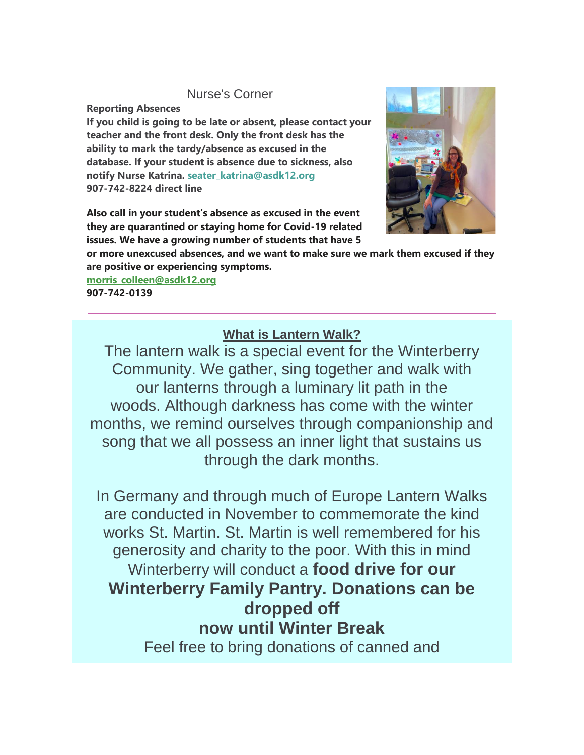## Nurse's Corner

**Reporting Absences**

**If you child is going to be late or absent, please contact your teacher and the front desk. Only the front desk has the ability to mark the tardy/absence as excused in the database. If your student is absence due to sickness, also notify Nurse Katrina. seater_katrina@asdk12.org**
**907-742-8224 direct line**

**Also call in your student's absence as excused in the event they are quarantined or staying home for Covid-19 related issues. We have a growing number of students that have 5 or more unexcused absences, and we want to make sure we mark them excused if they are positive or experiencing symptoms.**
**morris_colleen@asdk12.org**
**907-742-0139**

---

## What is Lantern Walk?

The lantern walk is a special event for the Winterberry Community. We gather, sing together and walk with our lanterns through a luminary lit path in the woods. Although darkness has come with the winter months, we remind ourselves through companionship and song that we all possess an inner light that sustains us through the dark months.

In Germany and through much of Europe Lantern Walks are conducted in November to commemorate the kind works St. Martin. St. Martin is well remembered for his generosity and charity to the poor. With this in mind Winterberry will conduct a **food drive for our Winterberry Family Pantry. Donations can be dropped off now until Winter Break**

Feel free to bring donations of canned and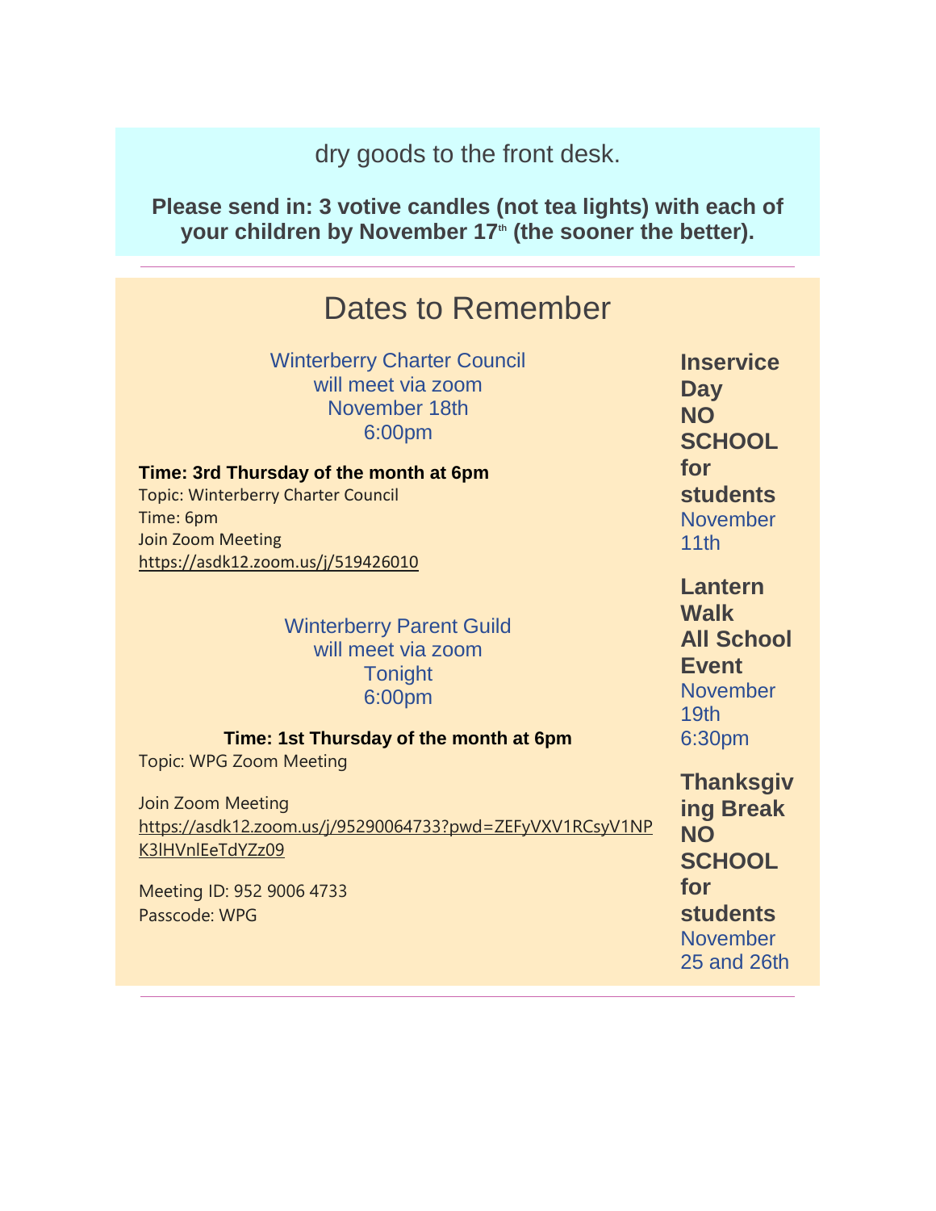dry goods to the front desk.

**Please send in: 3 votive candles (not tea lights) with each of your children by November 17th (the sooner the better).**

---

## Dates to Remember

Winterberry Charter Council
will meet via zoom
November 18th
6:00pm

**Time: 3rd Thursday of the month at 6pm**
Topic: Winterberry Charter Council
Time: 6pm
Join Zoom Meeting
https://asdk12.zoom.us/j/519426010

Winterberry Parent Guild
will meet via zoom
Tonight
6:00pm

**Time: 1st Thursday of the month at 6pm**
Topic: WPG Zoom Meeting

Join Zoom Meeting
https://asdk12.zoom.us/j/95290064733?pwd=ZEFyVXV1RCsyV1NPK3lHVnlEeTdYZz09

Meeting ID: 952 9006 4733
Passcode: WPG

**Inservice Day NO SCHOOL for students**
November 11th

**Lantern Walk All School Event**
November 19th
6:30pm

**Thanksgiving Break NO SCHOOL for students**
November 25 and 26th

---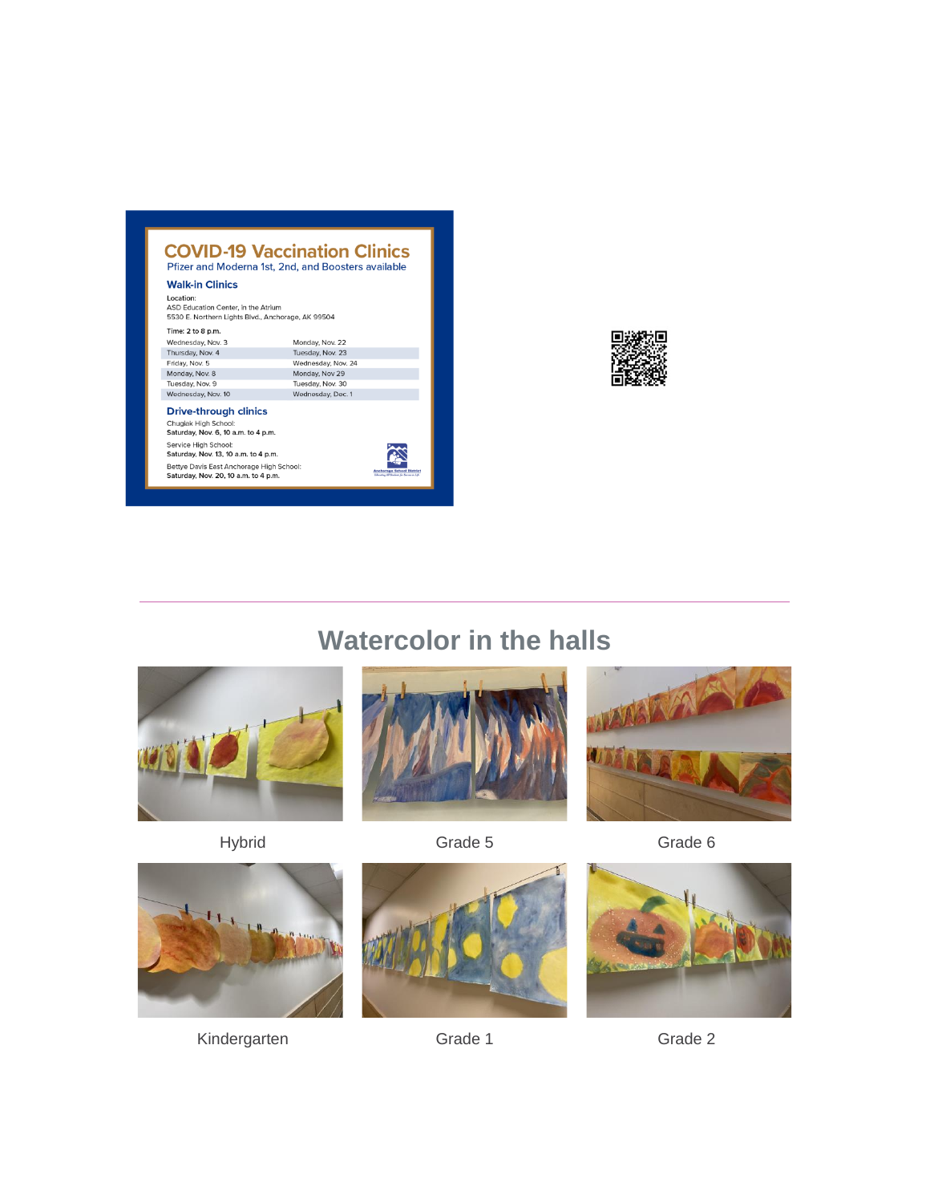## COVID-19 Vaccination Clinics

Pfizer and Moderna 1st, 2nd, and Boosters available

### Walk-in Clinics

Location:
ASD Education Center, in the Atrium
5530 E. Northern Lights Blvd., Anchorage, AK 99504

Time: 2 to 8 p.m.

| | |
|---|---|
| Wednesday, Nov. 3 | Monday, Nov. 22 |
| Thursday, Nov. 4 | Tuesday, Nov. 23 |
| Friday, Nov. 5 | Wednesday, Nov. 24 |
| Monday, Nov. 8 | Monday, Nov 29 |
| Tuesday, Nov. 9 | Tuesday, Nov. 30 |
| Wednesday, Nov. 10 | Wednesday, Dec. 1 |

### Drive-through clinics

Chugiak High School:
**Saturday, Nov. 6, 10 a.m. to 4 p.m.**

Service High School:
**Saturday, Nov. 13, 10 a.m. to 4 p.m.**

Bettye Davis East Anchorage High School:
**Saturday, Nov. 20, 10 a.m. to 4 p.m.**

Anchorage School District

---

## Watercolor in the halls

Hybrid

Grade 5

Grade 6

Kindergarten

Grade 1

Grade 2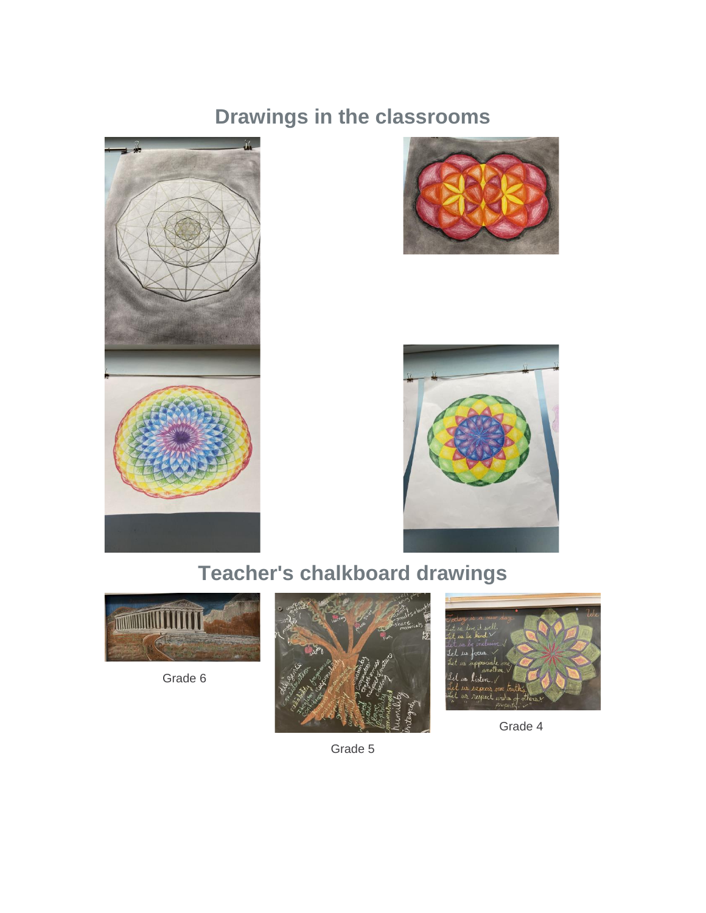## Drawings in the classrooms

## Teacher's chalkboard drawings

Grade 6

Grade 5

Grade 4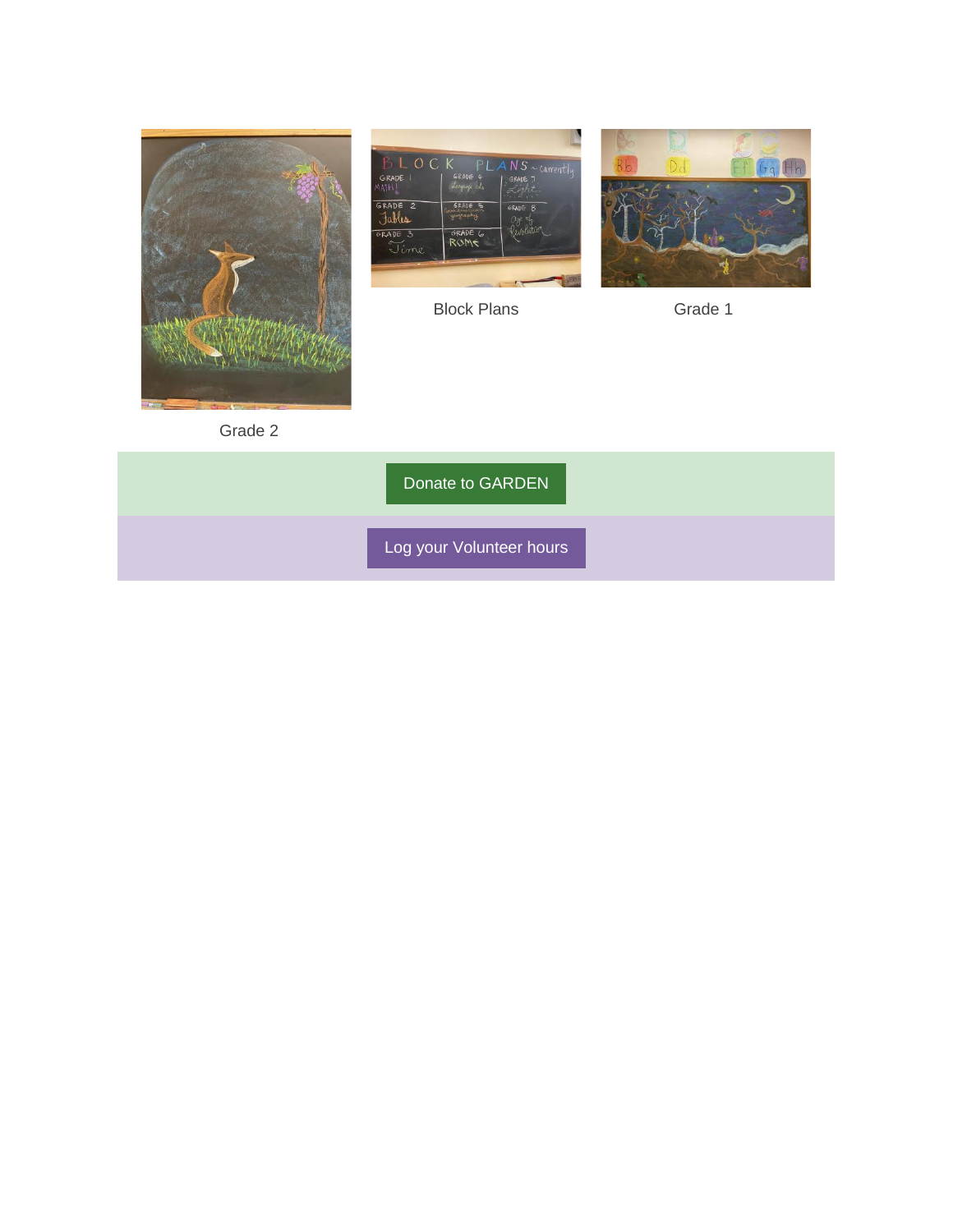Grade 2

Block Plans

Grade 1

Donate to GARDEN

Log your Volunteer hours